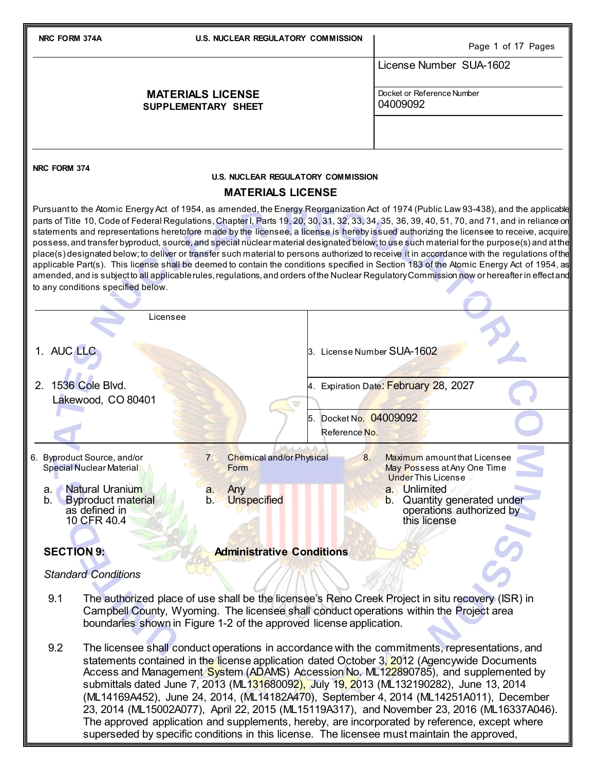NRC FORM 374A — U.S. NUCLEAR REGULATORY COMMISSION

## MATERIALS LICENSE SUPPLEMENTARY SHEET

License Number SUA-1602

Docket or Reference Number 04009092

NRC FORM 374 — U.S. NUCLEAR REGULATORY COMMISSION

# MATERIALS LICENSE

Pursuant to the Atomic Energy Act of 1954, as amended, the Energy Reorganization Act of 1974 (Public Law 93-438), and the applicable parts of Title 10, Code of Federal Regulations, Chapter I, Parts 19, 20, 30, 31, 32, 33, 34, 35, 36, 39, 40, 51, 70, and 71, and in reliance on statements and representations heretofore made by the licensee, a license is hereby issued authorizing the licensee to receive, acquire, possess, and transfer byproduct, source, and special nuclear material designated below; to use such material for the purpose(s) and at the place(s) designated below; to deliver or transfer such material to persons authorized to receive it in accordance with the regulations of the applicable Part(s). This license shall be deemed to contain the conditions specified in Section 183 of the Atomic Energy Act of 1954, as amended, and is subject to all applicable rules, regulations, and orders of the Nuclear Regulatory Commission now or hereafter in effect and to any conditions specified below.

| Licensee | |
|---|---|
| 1. AUC LLC | 3. License Number SUA-1602 |
| 2. 1536 Cole Blvd. Lakewood, CO 80401 | 4. Expiration Date: February 28, 2027 |
| | 5. Docket No. 04009092 Reference No. |

| 6. Byproduct Source, and/or Special Nuclear Material | 7. Chemical and/or Physical Form | 8. Maximum amount that Licensee May Possess at Any One Time Under This License |
|---|---|---|
| a. Natural Uranium | a. Any | a. Unlimited |
| b. Byproduct material as defined in 10 CFR 40.4 | b. Unspecified | b. Quantity generated under operations authorized by this license |

## SECTION 9: Administrative Conditions

*Standard Conditions*

9.1 The authorized place of use shall be the licensee's Reno Creek Project in situ recovery (ISR) in Campbell County, Wyoming. The licensee shall conduct operations within the Project area boundaries shown in Figure 1-2 of the approved license application.

9.2 The licensee shall conduct operations in accordance with the commitments, representations, and statements contained in the license application dated October 3, 2012 (Agencywide Documents Access and Management System (ADAMS) Accession No. ML122890785), and supplemented by submittals dated June 7, 2013 (ML131680092), July 19, 2013 (ML132190282), June 13, 2014 (ML14169A452), June 24, 2014, (ML14182A470), September 4, 2014 (ML14251A011), December 23, 2014 (ML15002A077), April 22, 2015 (ML15119A317), and November 23, 2016 (ML16337A046). The approved application and supplements, hereby, are incorporated by reference, except where superseded by specific conditions in this license. The licensee must maintain the approved,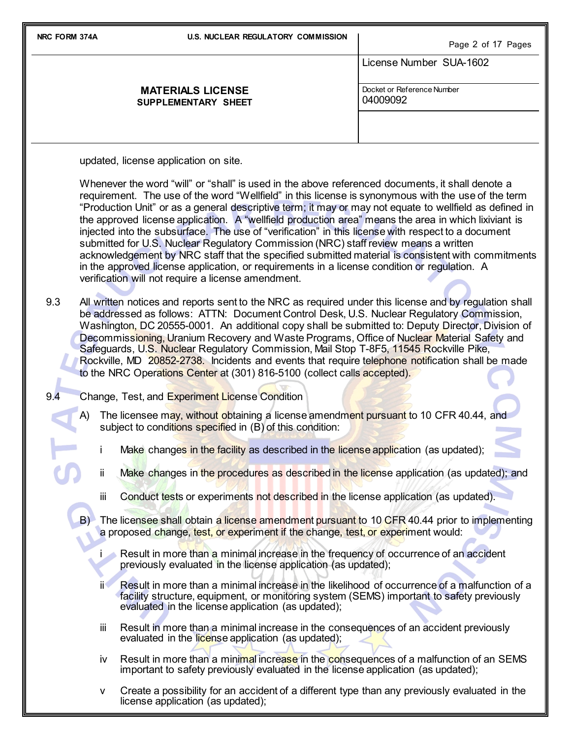updated, license application on site.

Whenever the word "will" or "shall" is used in the above referenced documents, it shall denote a requirement. The use of the word "Wellfield" in this license is synonymous with the use of the term "Production Unit" or as a general descriptive term; it may or may not equate to wellfield as defined in the approved license application. A "wellfield production area" means the area in which lixiviant is injected into the subsurface. The use of "verification" in this license with respect to a document submitted for U.S. Nuclear Regulatory Commission (NRC) staff review means a written acknowledgement by NRC staff that the specified submitted material is consistent with commitments in the approved license application, or requirements in a license condition or regulation. A verification will not require a license amendment.

9.3 All written notices and reports sent to the NRC as required under this license and by regulation shall be addressed as follows: ATTN: Document Control Desk, U.S. Nuclear Regulatory Commission, Washington, DC 20555-0001. An additional copy shall be submitted to: Deputy Director, Division of Decommissioning, Uranium Recovery and Waste Programs, Office of Nuclear Material Safety and Safeguards, U.S. Nuclear Regulatory Commission, Mail Stop T-8F5, 11545 Rockville Pike, Rockville, MD 20852-2738. Incidents and events that require telephone notification shall be made to the NRC Operations Center at (301) 816-5100 (collect calls accepted).

9.4 Change, Test, and Experiment License Condition

A) The licensee may, without obtaining a license amendment pursuant to 10 CFR 40.44, and subject to conditions specified in (B) of this condition:

   i Make changes in the facility as described in the license application (as updated);

   ii Make changes in the procedures as described in the license application (as updated); and

   iii Conduct tests or experiments not described in the license application (as updated).

B) The licensee shall obtain a license amendment pursuant to 10 CFR 40.44 prior to implementing a proposed change, test, or experiment if the change, test, or experiment would:

   i Result in more than a minimal increase in the frequency of occurrence of an accident previously evaluated in the license application (as updated);

   ii Result in more than a minimal increase in the likelihood of occurrence of a malfunction of a facility structure, equipment, or monitoring system (SEMS) important to safety previously evaluated in the license application (as updated);

   iii Result in more than a minimal increase in the consequences of an accident previously evaluated in the license application (as updated);

   iv Result in more than a minimal increase in the consequences of a malfunction of an SEMS important to safety previously evaluated in the license application (as updated);

   v Create a possibility for an accident of a different type than any previously evaluated in the license application (as updated);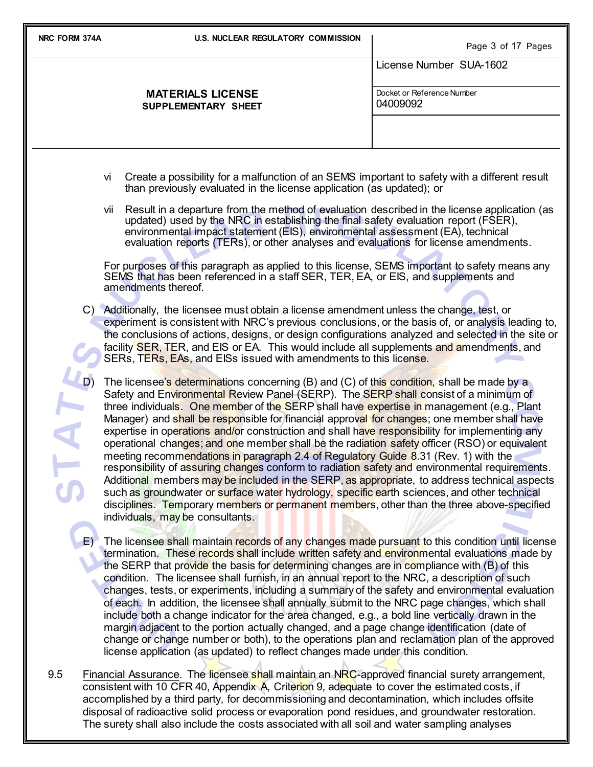vi Create a possibility for a malfunction of an SEMS important to safety with a different result than previously evaluated in the license application (as updated); or

vii Result in a departure from the method of evaluation described in the license application (as updated) used by the NRC in establishing the final safety evaluation report (FSER), environmental impact statement (EIS), environmental assessment (EA), technical evaluation reports (TERs), or other analyses and evaluations for license amendments.

For purposes of this paragraph as applied to this license, SEMS important to safety means any SEMS that has been referenced in a staff SER, TER, EA, or EIS, and supplements and amendments thereof.

C) Additionally, the licensee must obtain a license amendment unless the change, test, or experiment is consistent with NRC's previous conclusions, or the basis of, or analysis leading to, the conclusions of actions, designs, or design configurations analyzed and selected in the site or facility SER, TER, and EIS or EA. This would include all supplements and amendments, and SERs, TERs, EAs, and EISs issued with amendments to this license.

D) The licensee's determinations concerning (B) and (C) of this condition, shall be made by a Safety and Environmental Review Panel (SERP). The SERP shall consist of a minimum of three individuals. One member of the SERP shall have expertise in management (e.g., Plant Manager) and shall be responsible for financial approval for changes; one member shall have expertise in operations and/or construction and shall have responsibility for implementing any operational changes; and one member shall be the radiation safety officer (RSO) or equivalent meeting recommendations in paragraph 2.4 of Regulatory Guide 8.31 (Rev. 1) with the responsibility of assuring changes conform to radiation safety and environmental requirements. Additional members may be included in the SERP, as appropriate, to address technical aspects such as groundwater or surface water hydrology, specific earth sciences, and other technical disciplines. Temporary members or permanent members, other than the three above-specified individuals, may be consultants.

E) The licensee shall maintain records of any changes made pursuant to this condition until license termination. These records shall include written safety and environmental evaluations made by the SERP that provide the basis for determining changes are in compliance with (B) of this condition. The licensee shall furnish, in an annual report to the NRC, a description of such changes, tests, or experiments, including a summary of the safety and environmental evaluation of each. In addition, the licensee shall annually submit to the NRC page changes, which shall include both a change indicator for the area changed, e.g., a bold line vertically drawn in the margin adjacent to the portion actually changed, and a page change identification (date of change or change number or both), to the operations plan and reclamation plan of the approved license application (as updated) to reflect changes made under this condition.

9.5 Financial Assurance. The licensee shall maintain an NRC-approved financial surety arrangement, consistent with 10 CFR 40, Appendix A, Criterion 9, adequate to cover the estimated costs, if accomplished by a third party, for decommissioning and decontamination, which includes offsite disposal of radioactive solid process or evaporation pond residues, and groundwater restoration. The surety shall also include the costs associated with all soil and water sampling analyses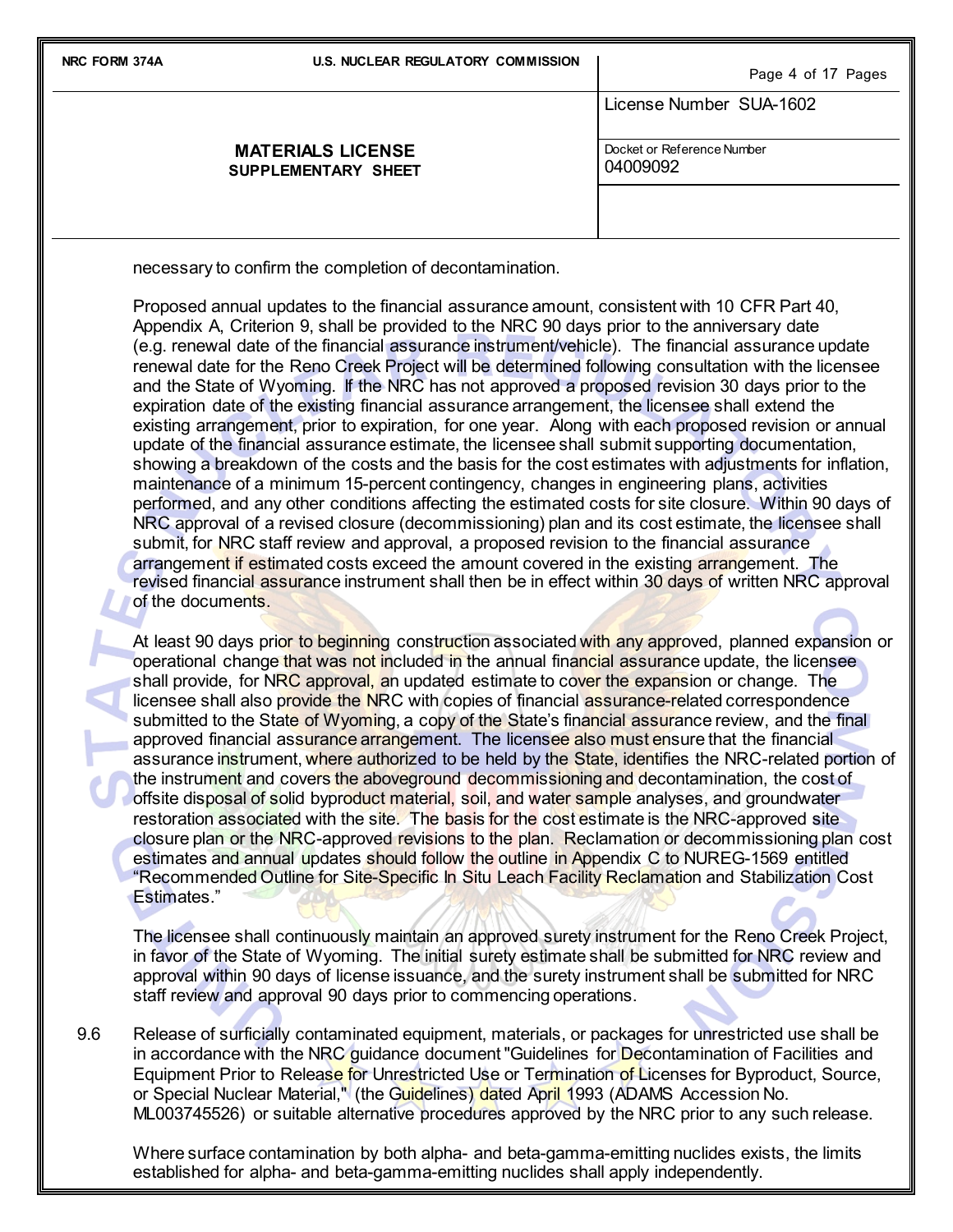necessary to confirm the completion of decontamination.

Proposed annual updates to the financial assurance amount, consistent with 10 CFR Part 40, Appendix A, Criterion 9, shall be provided to the NRC 90 days prior to the anniversary date (e.g. renewal date of the financial assurance instrument/vehicle). The financial assurance update renewal date for the Reno Creek Project will be determined following consultation with the licensee and the State of Wyoming. If the NRC has not approved a proposed revision 30 days prior to the expiration date of the existing financial assurance arrangement, the licensee shall extend the existing arrangement, prior to expiration, for one year. Along with each proposed revision or annual update of the financial assurance estimate, the licensee shall submit supporting documentation, showing a breakdown of the costs and the basis for the cost estimates with adjustments for inflation, maintenance of a minimum 15-percent contingency, changes in engineering plans, activities performed, and any other conditions affecting the estimated costs for site closure. Within 90 days of NRC approval of a revised closure (decommissioning) plan and its cost estimate, the licensee shall submit, for NRC staff review and approval, a proposed revision to the financial assurance arrangement if estimated costs exceed the amount covered in the existing arrangement. The revised financial assurance instrument shall then be in effect within 30 days of written NRC approval of the documents.

At least 90 days prior to beginning construction associated with any approved, planned expansion or operational change that was not included in the annual financial assurance update, the licensee shall provide, for NRC approval, an updated estimate to cover the expansion or change. The licensee shall also provide the NRC with copies of financial assurance-related correspondence submitted to the State of Wyoming, a copy of the State's financial assurance review, and the final approved financial assurance arrangement. The licensee also must ensure that the financial assurance instrument, where authorized to be held by the State, identifies the NRC-related portion of the instrument and covers the aboveground decommissioning and decontamination, the cost of offsite disposal of solid byproduct material, soil, and water sample analyses, and groundwater restoration associated with the site. The basis for the cost estimate is the NRC-approved site closure plan or the NRC-approved revisions to the plan. Reclamation or decommissioning plan cost estimates and annual updates should follow the outline in Appendix C to NUREG-1569 entitled "Recommended Outline for Site-Specific In Situ Leach Facility Reclamation and Stabilization Cost Estimates."

The licensee shall continuously maintain an approved surety instrument for the Reno Creek Project, in favor of the State of Wyoming. The initial surety estimate shall be submitted for NRC review and approval within 90 days of license issuance, and the surety instrument shall be submitted for NRC staff review and approval 90 days prior to commencing operations.

9.6 Release of surficially contaminated equipment, materials, or packages for unrestricted use shall be in accordance with the NRC guidance document "Guidelines for Decontamination of Facilities and Equipment Prior to Release for Unrestricted Use or Termination of Licenses for Byproduct, Source, or Special Nuclear Material," (the Guidelines) dated April 1993 (ADAMS Accession No. ML003745526) or suitable alternative procedures approved by the NRC prior to any such release.

Where surface contamination by both alpha- and beta-gamma-emitting nuclides exists, the limits established for alpha- and beta-gamma-emitting nuclides shall apply independently.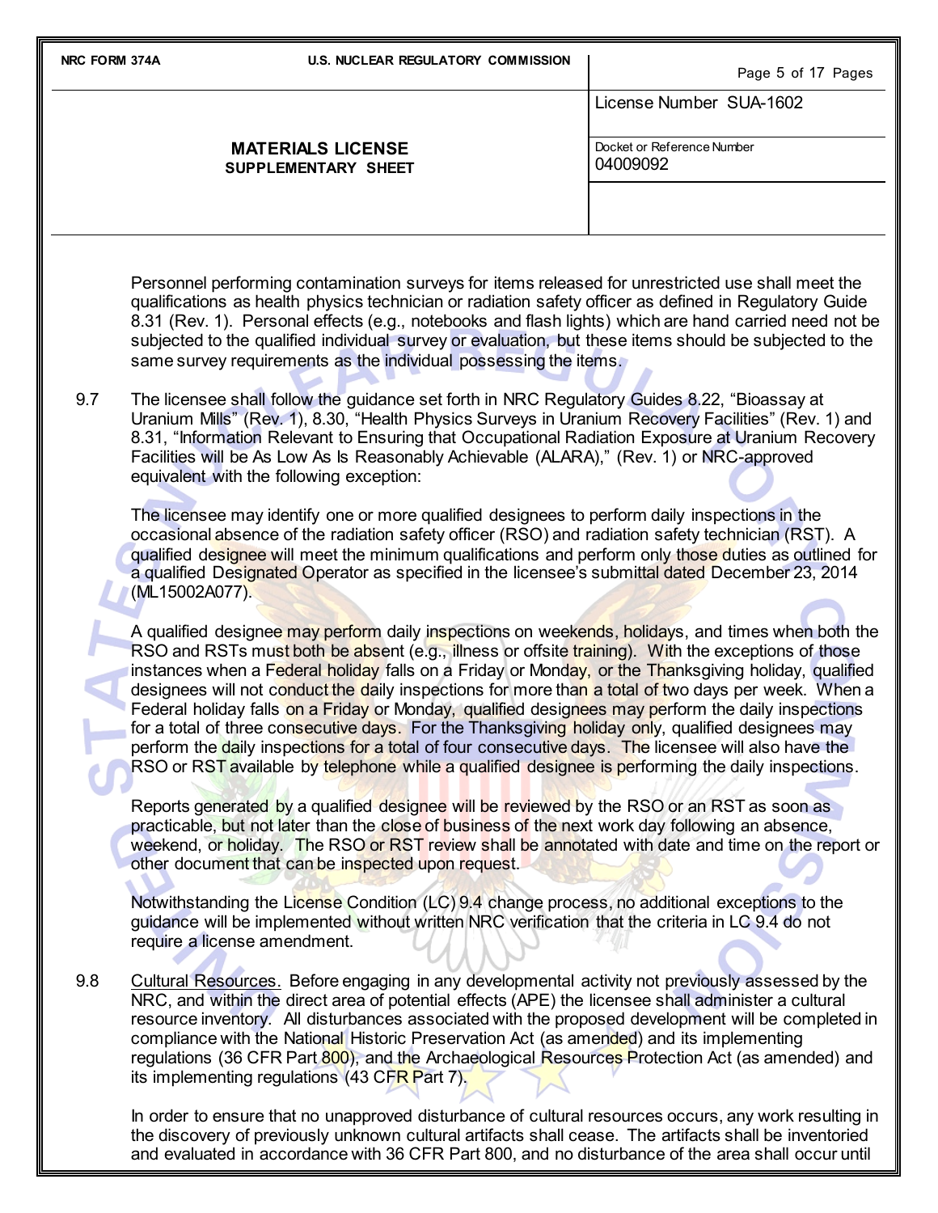Personnel performing contamination surveys for items released for unrestricted use shall meet the qualifications as health physics technician or radiation safety officer as defined in Regulatory Guide 8.31 (Rev. 1). Personal effects (e.g., notebooks and flash lights) which are hand carried need not be subjected to the qualified individual survey or evaluation, but these items should be subjected to the same survey requirements as the individual possessing the items.

9.7 The licensee shall follow the guidance set forth in NRC Regulatory Guides 8.22, "Bioassay at Uranium Mills" (Rev. 1), 8.30, "Health Physics Surveys in Uranium Recovery Facilities" (Rev. 1) and 8.31, "Information Relevant to Ensuring that Occupational Radiation Exposure at Uranium Recovery Facilities will be As Low As Is Reasonably Achievable (ALARA)," (Rev. 1) or NRC-approved equivalent with the following exception:

The licensee may identify one or more qualified designees to perform daily inspections in the occasional absence of the radiation safety officer (RSO) and radiation safety technician (RST). A qualified designee will meet the minimum qualifications and perform only those duties as outlined for a qualified Designated Operator as specified in the licensee's submittal dated December 23, 2014 (ML15002A077).

A qualified designee may perform daily inspections on weekends, holidays, and times when both the RSO and RSTs must both be absent (e.g., illness or offsite training). With the exceptions of those instances when a Federal holiday falls on a Friday or Monday, or the Thanksgiving holiday, qualified designees will not conduct the daily inspections for more than a total of two days per week. When a Federal holiday falls on a Friday or Monday, qualified designees may perform the daily inspections for a total of three consecutive days. For the Thanksgiving holiday only, qualified designees may perform the daily inspections for a total of four consecutive days. The licensee will also have the RSO or RST available by telephone while a qualified designee is performing the daily inspections.

Reports generated by a qualified designee will be reviewed by the RSO or an RST as soon as practicable, but not later than the close of business of the next work day following an absence, weekend, or holiday. The RSO or RST review shall be annotated with date and time on the report or other document that can be inspected upon request.

Notwithstanding the License Condition (LC) 9.4 change process, no additional exceptions to the guidance will be implemented without written NRC verification that the criteria in LC 9.4 do not require a license amendment.

9.8 Cultural Resources. Before engaging in any developmental activity not previously assessed by the NRC, and within the direct area of potential effects (APE) the licensee shall administer a cultural resource inventory. All disturbances associated with the proposed development will be completed in compliance with the National Historic Preservation Act (as amended) and its implementing regulations (36 CFR Part 800), and the Archaeological Resources Protection Act (as amended) and its implementing regulations (43 CFR Part 7).

In order to ensure that no unapproved disturbance of cultural resources occurs, any work resulting in the discovery of previously unknown cultural artifacts shall cease. The artifacts shall be inventoried and evaluated in accordance with 36 CFR Part 800, and no disturbance of the area shall occur until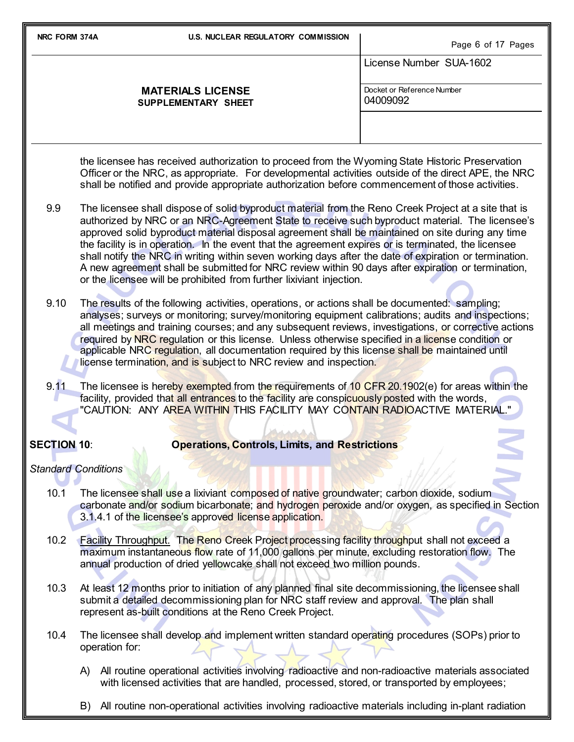the licensee has received authorization to proceed from the Wyoming State Historic Preservation Officer or the NRC, as appropriate. For developmental activities outside of the direct APE, the NRC shall be notified and provide appropriate authorization before commencement of those activities.

9.9 The licensee shall dispose of solid byproduct material from the Reno Creek Project at a site that is authorized by NRC or an NRC-Agreement State to receive such byproduct material. The licensee's approved solid byproduct material disposal agreement shall be maintained on site during any time the facility is in operation. In the event that the agreement expires or is terminated, the licensee shall notify the NRC in writing within seven working days after the date of expiration or termination. A new agreement shall be submitted for NRC review within 90 days after expiration or termination, or the licensee will be prohibited from further lixiviant injection.

9.10 The results of the following activities, operations, or actions shall be documented: sampling; analyses; surveys or monitoring; survey/monitoring equipment calibrations; audits and inspections; all meetings and training courses; and any subsequent reviews, investigations, or corrective actions required by NRC regulation or this license. Unless otherwise specified in a license condition or applicable NRC regulation, all documentation required by this license shall be maintained until license termination, and is subject to NRC review and inspection.

9.11 The licensee is hereby exempted from the requirements of 10 CFR 20.1902(e) for areas within the facility, provided that all entrances to the facility are conspicuously posted with the words, "CAUTION: ANY AREA WITHIN THIS FACILITY MAY CONTAIN RADIOACTIVE MATERIAL."

## SECTION 10: Operations, Controls, Limits, and Restrictions

*Standard Conditions*

10.1 The licensee shall use a lixiviant composed of native groundwater; carbon dioxide, sodium carbonate and/or sodium bicarbonate; and hydrogen peroxide and/or oxygen, as specified in Section 3.1.4.1 of the licensee's approved license application.

10.2 Facility Throughput. The Reno Creek Project processing facility throughput shall not exceed a maximum instantaneous flow rate of 11,000 gallons per minute, excluding restoration flow. The annual production of dried yellowcake shall not exceed two million pounds.

10.3 At least 12 months prior to initiation of any planned final site decommissioning, the licensee shall submit a detailed decommissioning plan for NRC staff review and approval. The plan shall represent as-built conditions at the Reno Creek Project.

10.4 The licensee shall develop and implement written standard operating procedures (SOPs) prior to operation for:

A) All routine operational activities involving radioactive and non-radioactive materials associated with licensed activities that are handled, processed, stored, or transported by employees;

B) All routine non-operational activities involving radioactive materials including in-plant radiation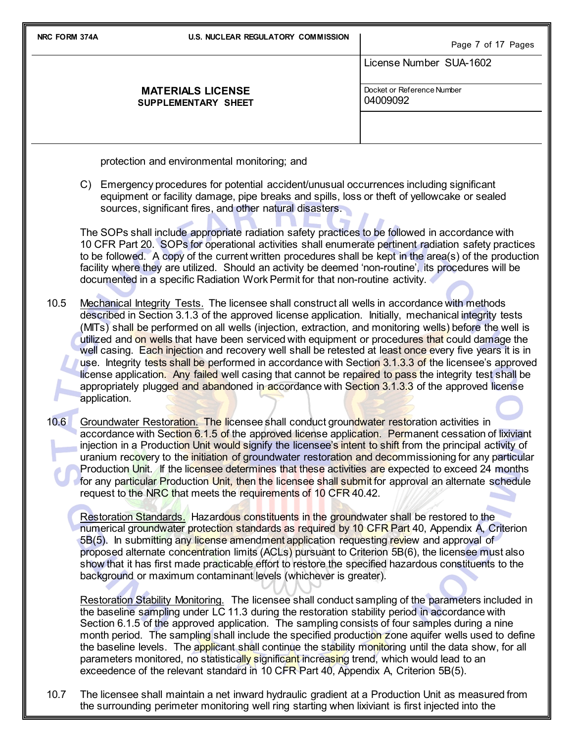protection and environmental monitoring; and

C) Emergency procedures for potential accident/unusual occurrences including significant equipment or facility damage, pipe breaks and spills, loss or theft of yellowcake or sealed sources, significant fires, and other natural disasters.

The SOPs shall include appropriate radiation safety practices to be followed in accordance with 10 CFR Part 20. SOPs for operational activities shall enumerate pertinent radiation safety practices to be followed. A copy of the current written procedures shall be kept in the area(s) of the production facility where they are utilized. Should an activity be deemed 'non-routine', its procedures will be documented in a specific Radiation Work Permit for that non-routine activity.

10.5 Mechanical Integrity Tests. The licensee shall construct all wells in accordance with methods described in Section 3.1.3 of the approved license application. Initially, mechanical integrity tests (MITs) shall be performed on all wells (injection, extraction, and monitoring wells) before the well is utilized and on wells that have been serviced with equipment or procedures that could damage the well casing. Each injection and recovery well shall be retested at least once every five years it is in use. Integrity tests shall be performed in accordance with Section 3.1.3.3 of the licensee's approved license application. Any failed well casing that cannot be repaired to pass the integrity test shall be appropriately plugged and abandoned in accordance with Section 3.1.3.3 of the approved license application.

10.6 Groundwater Restoration. The licensee shall conduct groundwater restoration activities in accordance with Section 6.1.5 of the approved license application. Permanent cessation of lixiviant injection in a Production Unit would signify the licensee's intent to shift from the principal activity of uranium recovery to the initiation of groundwater restoration and decommissioning for any particular Production Unit. If the licensee determines that these activities are expected to exceed 24 months for any particular Production Unit, then the licensee shall submit for approval an alternate schedule request to the NRC that meets the requirements of 10 CFR 40.42.

Restoration Standards. Hazardous constituents in the groundwater shall be restored to the numerical groundwater protection standards as required by 10 CFR Part 40, Appendix A, Criterion 5B(5). In submitting any license amendment application requesting review and approval of proposed alternate concentration limits (ACLs) pursuant to Criterion 5B(6), the licensee must also show that it has first made practicable effort to restore the specified hazardous constituents to the background or maximum contaminant levels (whichever is greater).

Restoration Stability Monitoring. The licensee shall conduct sampling of the parameters included in the baseline sampling under LC 11.3 during the restoration stability period in accordance with Section 6.1.5 of the approved application. The sampling consists of four samples during a nine month period. The sampling shall include the specified production zone aquifer wells used to define the baseline levels. The applicant shall continue the stability monitoring until the data show, for all parameters monitored, no statistically significant increasing trend, which would lead to an exceedence of the relevant standard in 10 CFR Part 40, Appendix A, Criterion 5B(5).

10.7 The licensee shall maintain a net inward hydraulic gradient at a Production Unit as measured from the surrounding perimeter monitoring well ring starting when lixiviant is first injected into the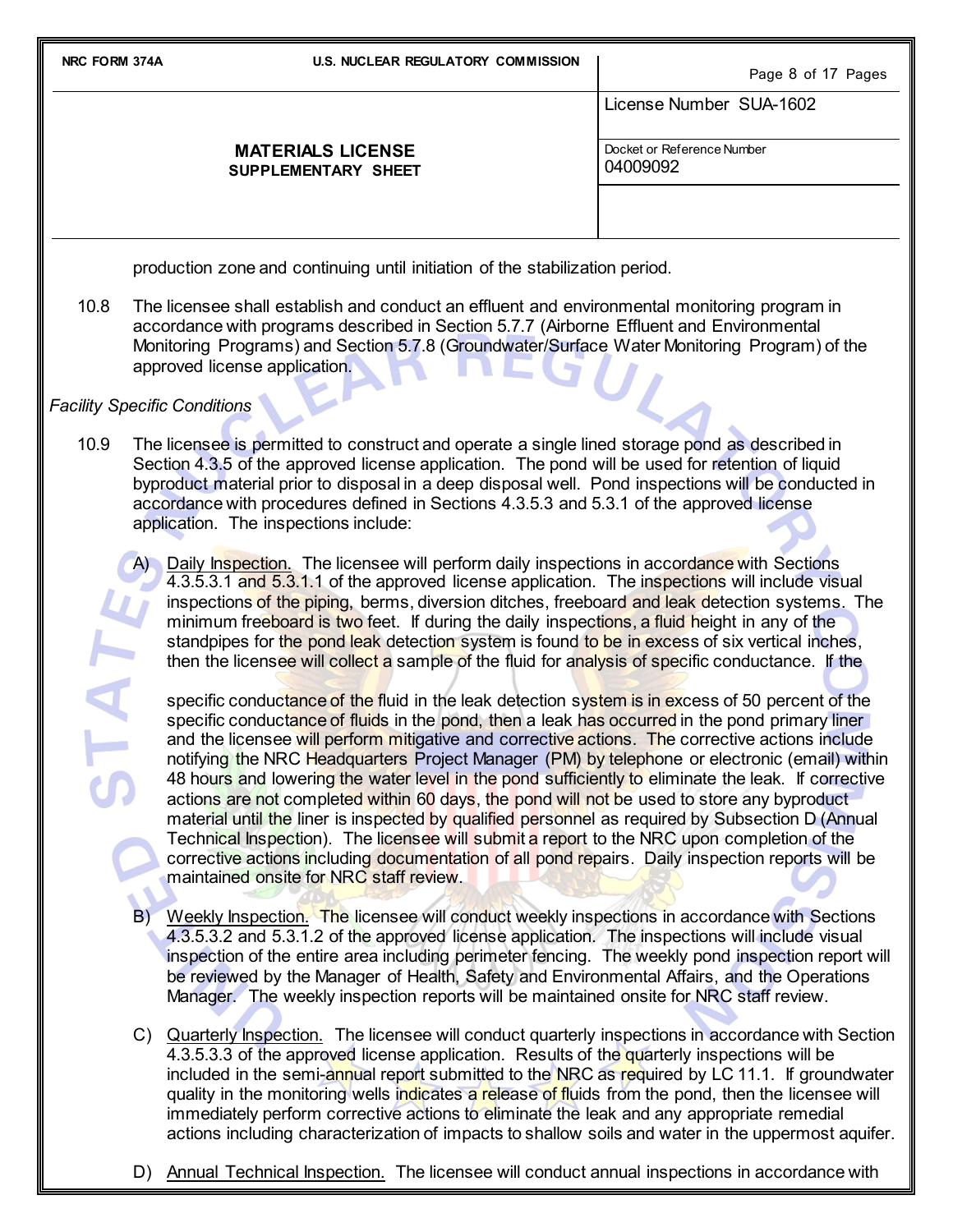production zone and continuing until initiation of the stabilization period.

10.8 The licensee shall establish and conduct an effluent and environmental monitoring program in accordance with programs described in Section 5.7.7 (Airborne Effluent and Environmental Monitoring Programs) and Section 5.7.8 (Groundwater/Surface Water Monitoring Program) of the approved license application.

*Facility Specific Conditions*

10.9 The licensee is permitted to construct and operate a single lined storage pond as described in Section 4.3.5 of the approved license application. The pond will be used for retention of liquid byproduct material prior to disposal in a deep disposal well. Pond inspections will be conducted in accordance with procedures defined in Sections 4.3.5.3 and 5.3.1 of the approved license application. The inspections include:

A) Daily Inspection. The licensee will perform daily inspections in accordance with Sections 4.3.5.3.1 and 5.3.1.1 of the approved license application. The inspections will include visual inspections of the piping, berms, diversion ditches, freeboard and leak detection systems. The minimum freeboard is two feet. If during the daily inspections, a fluid height in any of the standpipes for the pond leak detection system is found to be in excess of six vertical inches, then the licensee will collect a sample of the fluid for analysis of specific conductance. If the specific conductance of the fluid in the leak detection system is in excess of 50 percent of the specific conductance of fluids in the pond, then a leak has occurred in the pond primary liner and the licensee will perform mitigative and corrective actions. The corrective actions include notifying the NRC Headquarters Project Manager (PM) by telephone or electronic (email) within 48 hours and lowering the water level in the pond sufficiently to eliminate the leak. If corrective actions are not completed within 60 days, the pond will not be used to store any byproduct material until the liner is inspected by qualified personnel as required by Subsection D (Annual Technical Inspection). The licensee will submit a report to the NRC upon completion of the corrective actions including documentation of all pond repairs. Daily inspection reports will be maintained onsite for NRC staff review.

B) Weekly Inspection. The licensee will conduct weekly inspections in accordance with Sections 4.3.5.3.2 and 5.3.1.2 of the approved license application. The inspections will include visual inspection of the entire area including perimeter fencing. The weekly pond inspection report will be reviewed by the Manager of Health, Safety and Environmental Affairs, and the Operations Manager. The weekly inspection reports will be maintained onsite for NRC staff review.

C) Quarterly Inspection. The licensee will conduct quarterly inspections in accordance with Section 4.3.5.3.3 of the approved license application. Results of the quarterly inspections will be included in the semi-annual report submitted to the NRC as required by LC 11.1. If groundwater quality in the monitoring wells indicates a release of fluids from the pond, then the licensee will immediately perform corrective actions to eliminate the leak and any appropriate remedial actions including characterization of impacts to shallow soils and water in the uppermost aquifer.

D) Annual Technical Inspection. The licensee will conduct annual inspections in accordance with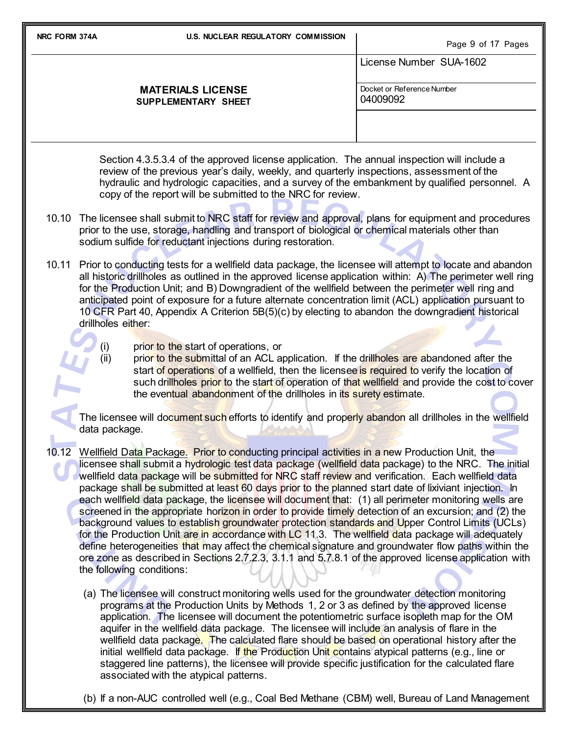Section 4.3.5.3.4 of the approved license application. The annual inspection will include a review of the previous year's daily, weekly, and quarterly inspections, assessment of the hydraulic and hydrologic capacities, and a survey of the embankment by qualified personnel. A copy of the report will be submitted to the NRC for review.

10.10 The licensee shall submit to NRC staff for review and approval, plans for equipment and procedures prior to the use, storage, handling and transport of biological or chemical materials other than sodium sulfide for reductant injections during restoration.

10.11 Prior to conducting tests for a wellfield data package, the licensee will attempt to locate and abandon all historic drillholes as outlined in the approved license application within: A) The perimeter well ring for the Production Unit; and B) Downgradient of the wellfield between the perimeter well ring and anticipated point of exposure for a future alternate concentration limit (ACL) application pursuant to 10 CFR Part 40, Appendix A Criterion 5B(5)(c) by electing to abandon the downgradient historical drillholes either:

- (i) prior to the start of operations, or
- (ii) prior to the submittal of an ACL application. If the drillholes are abandoned after the start of operations of a wellfield, then the licensee is required to verify the location of such drillholes prior to the start of operation of that wellfield and provide the cost to cover the eventual abandonment of the drillholes in its surety estimate.

The licensee will document such efforts to identify and properly abandon all drillholes in the wellfield data package.

10.12 Wellfield Data Package. Prior to conducting principal activities in a new Production Unit, the licensee shall submit a hydrologic test data package (wellfield data package) to the NRC. The initial wellfield data package will be submitted for NRC staff review and verification. Each wellfield data package shall be submitted at least 60 days prior to the planned start date of lixiviant injection. In each wellfield data package, the licensee will document that: (1) all perimeter monitoring wells are screened in the appropriate horizon in order to provide timely detection of an excursion; and (2) the background values to establish groundwater protection standards and Upper Control Limits (UCLs) for the Production Unit are in accordance with LC 11.3. The wellfield data package will adequately define heterogeneities that may affect the chemical signature and groundwater flow paths within the ore zone as described in Sections 2.7.2.3, 3.1.1 and 5.7.8.1 of the approved license application with the following conditions:

(a) The licensee will construct monitoring wells used for the groundwater detection monitoring programs at the Production Units by Methods 1, 2 or 3 as defined by the approved license application. The licensee will document the potentiometric surface isopleth map for the OM aquifer in the wellfield data package. The licensee will include an analysis of flare in the wellfield data package. The calculated flare should be based on operational history after the initial wellfield data package. If the Production Unit contains atypical patterns (e.g., line or staggered line patterns), the licensee will provide specific justification for the calculated flare associated with the atypical patterns.

(b) If a non-AUC controlled well (e.g., Coal Bed Methane (CBM) well, Bureau of Land Management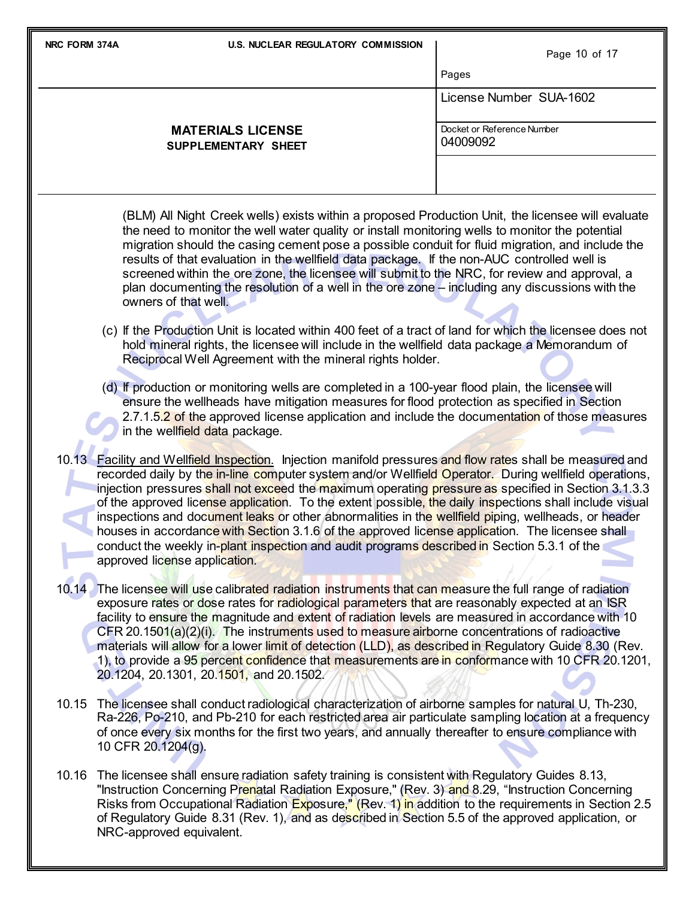(BLM) All Night Creek wells) exists within a proposed Production Unit, the licensee will evaluate the need to monitor the well water quality or install monitoring wells to monitor the potential migration should the casing cement pose a possible conduit for fluid migration, and include the results of that evaluation in the wellfield data package. If the non-AUC controlled well is screened within the ore zone, the licensee will submit to the NRC, for review and approval, a plan documenting the resolution of a well in the ore zone – including any discussions with the owners of that well.

(c) If the Production Unit is located within 400 feet of a tract of land for which the licensee does not hold mineral rights, the licensee will include in the wellfield data package a Memorandum of Reciprocal Well Agreement with the mineral rights holder.

(d) If production or monitoring wells are completed in a 100-year flood plain, the licensee will ensure the wellheads have mitigation measures for flood protection as specified in Section 2.7.1.5.2 of the approved license application and include the documentation of those measures in the wellfield data package.

10.13 Facility and Wellfield Inspection. Injection manifold pressures and flow rates shall be measured and recorded daily by the in-line computer system and/or Wellfield Operator. During wellfield operations, injection pressures shall not exceed the maximum operating pressure as specified in Section 3.1.3.3 of the approved license application. To the extent possible, the daily inspections shall include visual inspections and document leaks or other abnormalities in the wellfield piping, wellheads, or header houses in accordance with Section 3.1.6 of the approved license application. The licensee shall conduct the weekly in-plant inspection and audit programs described in Section 5.3.1 of the approved license application.

10.14 The licensee will use calibrated radiation instruments that can measure the full range of radiation exposure rates or dose rates for radiological parameters that are reasonably expected at an ISR facility to ensure the magnitude and extent of radiation levels are measured in accordance with 10 CFR 20.1501(a)(2)(i). The instruments used to measure airborne concentrations of radioactive materials will allow for a lower limit of detection (LLD), as described in Regulatory Guide 8.30 (Rev. 1), to provide a 95 percent confidence that measurements are in conformance with 10 CFR 20.1201, 20.1204, 20.1301, 20.1501, and 20.1502.

10.15 The licensee shall conduct radiological characterization of airborne samples for natural U, Th-230, Ra-226, Po-210, and Pb-210 for each restricted area air particulate sampling location at a frequency of once every six months for the first two years, and annually thereafter to ensure compliance with 10 CFR 20.1204(g).

10.16 The licensee shall ensure radiation safety training is consistent with Regulatory Guides 8.13, "Instruction Concerning Prenatal Radiation Exposure," (Rev. 3) and 8.29, "Instruction Concerning Risks from Occupational Radiation Exposure," (Rev. 1) in addition to the requirements in Section 2.5 of Regulatory Guide 8.31 (Rev. 1), and as described in Section 5.5 of the approved application, or NRC-approved equivalent.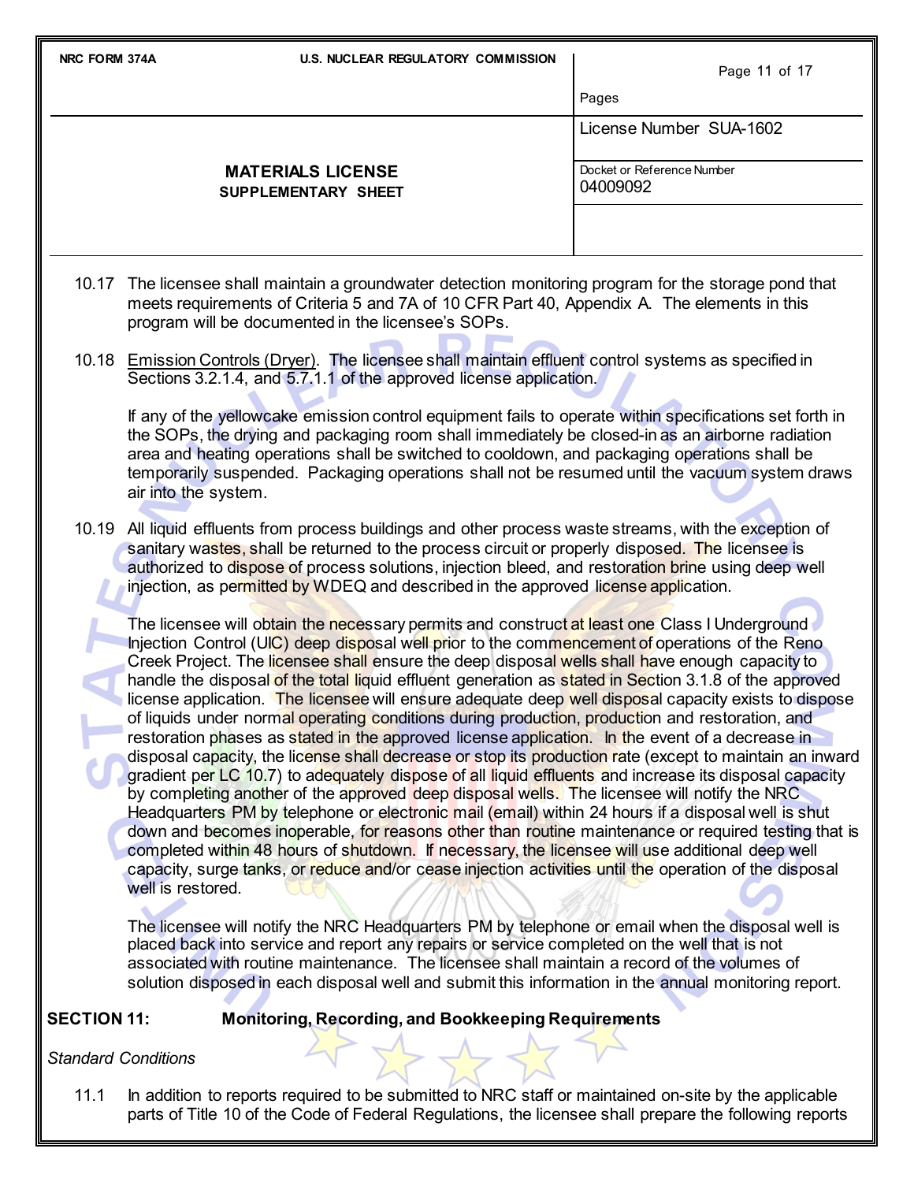10.17 The licensee shall maintain a groundwater detection monitoring program for the storage pond that meets requirements of Criteria 5 and 7A of 10 CFR Part 40, Appendix A. The elements in this program will be documented in the licensee's SOPs.

10.18 Emission Controls (Dryer). The licensee shall maintain effluent control systems as specified in Sections 3.2.1.4, and 5.7.1.1 of the approved license application.

If any of the yellowcake emission control equipment fails to operate within specifications set forth in the SOPs, the drying and packaging room shall immediately be closed-in as an airborne radiation area and heating operations shall be switched to cooldown, and packaging operations shall be temporarily suspended. Packaging operations shall not be resumed until the vacuum system draws air into the system.

10.19 All liquid effluents from process buildings and other process waste streams, with the exception of sanitary wastes, shall be returned to the process circuit or properly disposed. The licensee is authorized to dispose of process solutions, injection bleed, and restoration brine using deep well injection, as permitted by WDEQ and described in the approved license application.

The licensee will obtain the necessary permits and construct at least one Class I Underground Injection Control (UIC) deep disposal well prior to the commencement of operations of the Reno Creek Project. The licensee shall ensure the deep disposal wells shall have enough capacity to handle the disposal of the total liquid effluent generation as stated in Section 3.1.8 of the approved license application. The licensee will ensure adequate deep well disposal capacity exists to dispose of liquids under normal operating conditions during production, production and restoration, and restoration phases as stated in the approved license application. In the event of a decrease in disposal capacity, the license shall decrease or stop its production rate (except to maintain an inward gradient per LC 10.7) to adequately dispose of all liquid effluents and increase its disposal capacity by completing another of the approved deep disposal wells. The licensee will notify the NRC Headquarters PM by telephone or electronic mail (email) within 24 hours if a disposal well is shut down and becomes inoperable, for reasons other than routine maintenance or required testing that is completed within 48 hours of shutdown. If necessary, the licensee will use additional deep well capacity, surge tanks, or reduce and/or cease injection activities until the operation of the disposal well is restored.

The licensee will notify the NRC Headquarters PM by telephone or email when the disposal well is placed back into service and report any repairs or service completed on the well that is not associated with routine maintenance. The licensee shall maintain a record of the volumes of solution disposed in each disposal well and submit this information in the annual monitoring report.

## SECTION 11: Monitoring, Recording, and Bookkeeping Requirements

*Standard Conditions*

11.1 In addition to reports required to be submitted to NRC staff or maintained on-site by the applicable parts of Title 10 of the Code of Federal Regulations, the licensee shall prepare the following reports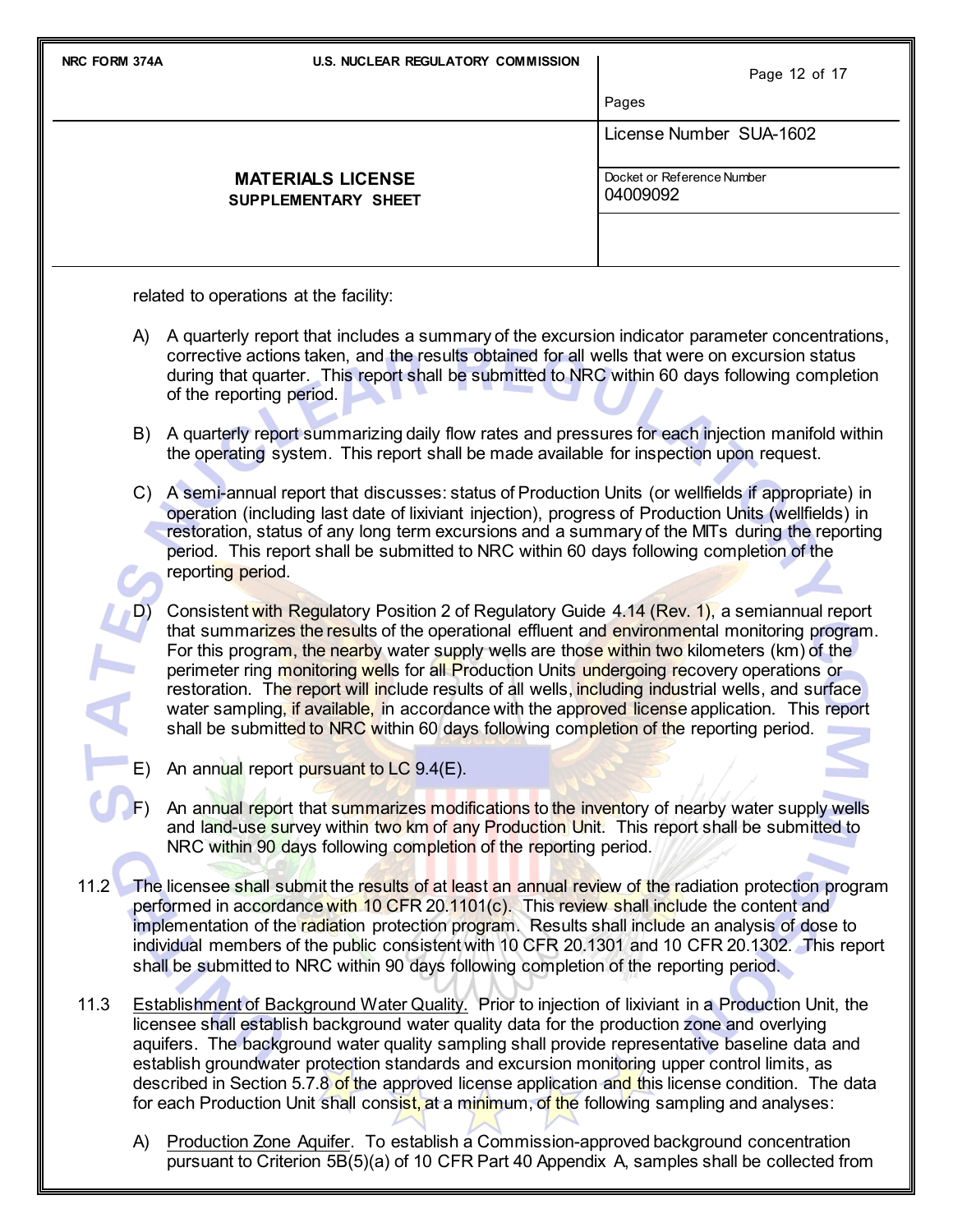related to operations at the facility:

A) A quarterly report that includes a summary of the excursion indicator parameter concentrations, corrective actions taken, and the results obtained for all wells that were on excursion status during that quarter. This report shall be submitted to NRC within 60 days following completion of the reporting period.

B) A quarterly report summarizing daily flow rates and pressures for each injection manifold within the operating system. This report shall be made available for inspection upon request.

C) A semi-annual report that discusses: status of Production Units (or wellfields if appropriate) in operation (including last date of lixiviant injection), progress of Production Units (wellfields) in restoration, status of any long term excursions and a summary of the MITs during the reporting period. This report shall be submitted to NRC within 60 days following completion of the reporting period.

D) Consistent with Regulatory Position 2 of Regulatory Guide 4.14 (Rev. 1), a semiannual report that summarizes the results of the operational effluent and environmental monitoring program. For this program, the nearby water supply wells are those within two kilometers (km) of the perimeter ring monitoring wells for all Production Units undergoing recovery operations or restoration. The report will include results of all wells, including industrial wells, and surface water sampling, if available, in accordance with the approved license application. This report shall be submitted to NRC within 60 days following completion of the reporting period.

E) An annual report pursuant to LC 9.4(E).

F) An annual report that summarizes modifications to the inventory of nearby water supply wells and land-use survey within two km of any Production Unit. This report shall be submitted to NRC within 90 days following completion of the reporting period.

11.2 The licensee shall submit the results of at least an annual review of the radiation protection program performed in accordance with 10 CFR 20.1101(c). This review shall include the content and implementation of the radiation protection program. Results shall include an analysis of dose to individual members of the public consistent with 10 CFR 20.1301 and 10 CFR 20.1302. This report shall be submitted to NRC within 90 days following completion of the reporting period.

11.3 Establishment of Background Water Quality. Prior to injection of lixiviant in a Production Unit, the licensee shall establish background water quality data for the production zone and overlying aquifers. The background water quality sampling shall provide representative baseline data and establish groundwater protection standards and excursion monitoring upper control limits, as described in Section 5.7.8 of the approved license application and this license condition. The data for each Production Unit shall consist, at a minimum, of the following sampling and analyses:

A) Production Zone Aquifer. To establish a Commission-approved background concentration pursuant to Criterion 5B(5)(a) of 10 CFR Part 40 Appendix A, samples shall be collected from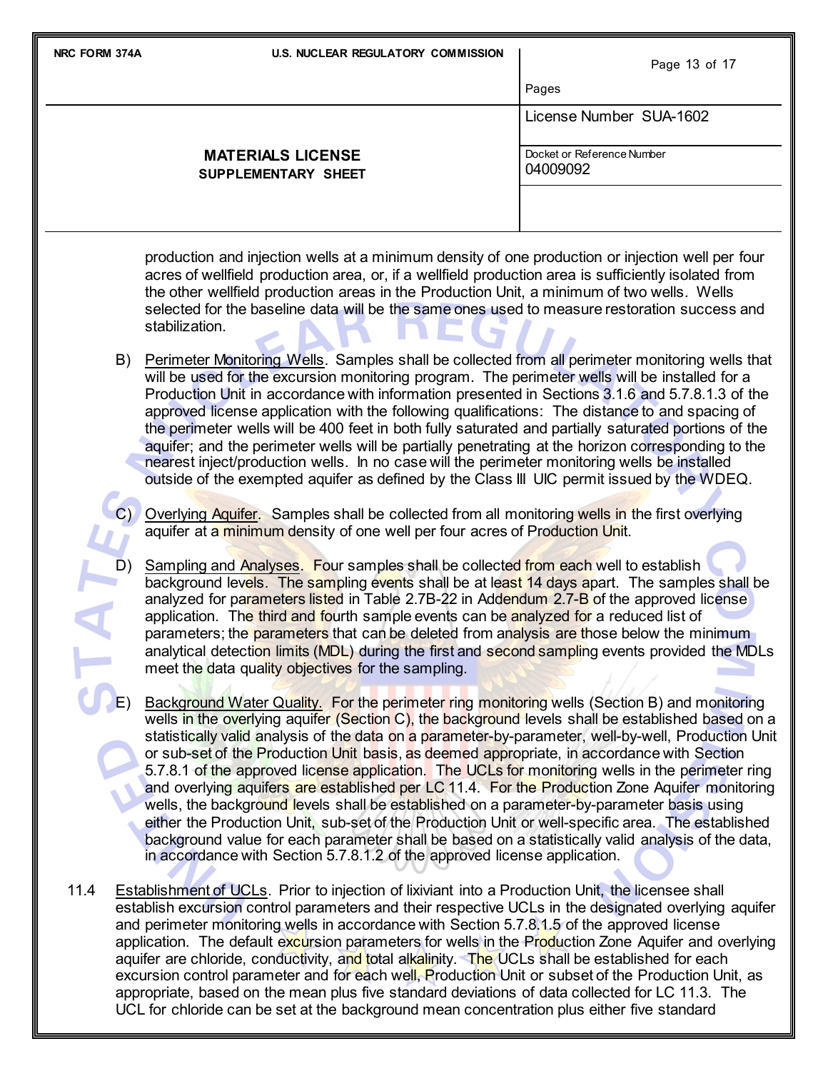production and injection wells at a minimum density of one production or injection well per four acres of wellfield production area, or, if a wellfield production area is sufficiently isolated from the other wellfield production areas in the Production Unit, a minimum of two wells. Wells selected for the baseline data will be the same ones used to measure restoration success and stabilization.

B) Perimeter Monitoring Wells. Samples shall be collected from all perimeter monitoring wells that will be used for the excursion monitoring program. The perimeter wells will be installed for a Production Unit in accordance with information presented in Sections 3.1.6 and 5.7.8.1.3 of the approved license application with the following qualifications: The distance to and spacing of the perimeter wells will be 400 feet in both fully saturated and partially saturated portions of the aquifer; and the perimeter wells will be partially penetrating at the horizon corresponding to the nearest inject/production wells. In no case will the perimeter monitoring wells be installed outside of the exempted aquifer as defined by the Class III UIC permit issued by the WDEQ.

C) Overlying Aquifer. Samples shall be collected from all monitoring wells in the first overlying aquifer at a minimum density of one well per four acres of Production Unit.

D) Sampling and Analyses. Four samples shall be collected from each well to establish background levels. The sampling events shall be at least 14 days apart. The samples shall be analyzed for parameters listed in Table 2.7B-22 in Addendum 2.7-B of the approved license application. The third and fourth sample events can be analyzed for a reduced list of parameters; the parameters that can be deleted from analysis are those below the minimum analytical detection limits (MDL) during the first and second sampling events provided the MDLs meet the data quality objectives for the sampling.

E) Background Water Quality. For the perimeter ring monitoring wells (Section B) and monitoring wells in the overlying aquifer (Section C), the background levels shall be established based on a statistically valid analysis of the data on a parameter-by-parameter, well-by-well, Production Unit or sub-set of the Production Unit basis, as deemed appropriate, in accordance with Section 5.7.8.1 of the approved license application. The UCLs for monitoring wells in the perimeter ring and overlying aquifers are established per LC 11.4. For the Production Zone Aquifer monitoring wells, the background levels shall be established on a parameter-by-parameter basis using either the Production Unit, sub-set of the Production Unit or well-specific area. The established background value for each parameter shall be based on a statistically valid analysis of the data, in accordance with Section 5.7.8.1.2 of the approved license application.

11.4 Establishment of UCLs. Prior to injection of lixiviant into a Production Unit, the licensee shall establish excursion control parameters and their respective UCLs in the designated overlying aquifer and perimeter monitoring wells in accordance with Section 5.7.8.1.5 of the approved license application. The default excursion parameters for wells in the Production Zone Aquifer and overlying aquifer are chloride, conductivity, and total alkalinity. The UCLs shall be established for each excursion control parameter and for each well, Production Unit or subset of the Production Unit, as appropriate, based on the mean plus five standard deviations of data collected for LC 11.3. The UCL for chloride can be set at the background mean concentration plus either five standard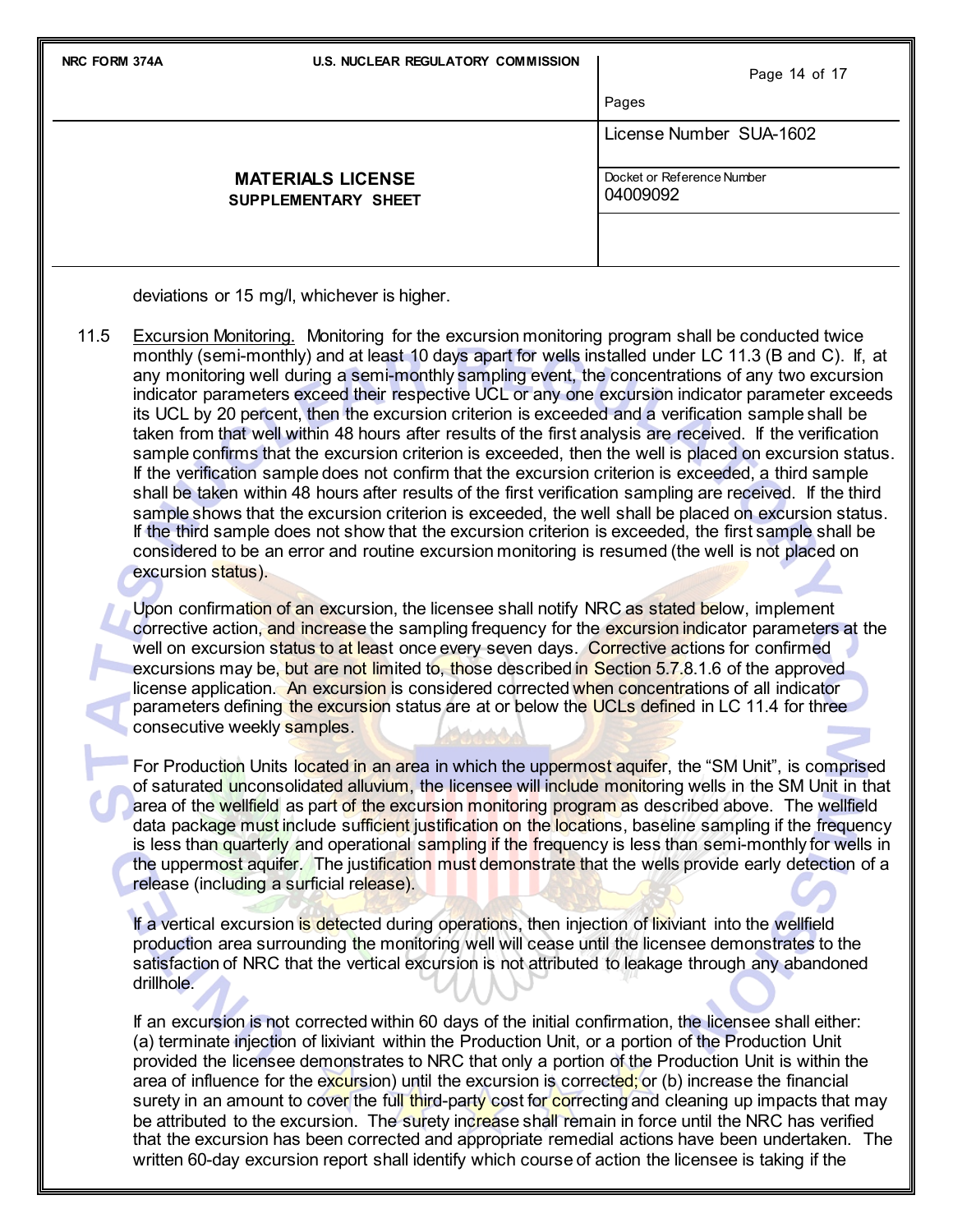deviations or 15 mg/l, whichever is higher.

11.5 Excursion Monitoring. Monitoring for the excursion monitoring program shall be conducted twice monthly (semi-monthly) and at least 10 days apart for wells installed under LC 11.3 (B and C). If, at any monitoring well during a semi-monthly sampling event, the concentrations of any two excursion indicator parameters exceed their respective UCL or any one excursion indicator parameter exceeds its UCL by 20 percent, then the excursion criterion is exceeded and a verification sample shall be taken from that well within 48 hours after results of the first analysis are received. If the verification sample confirms that the excursion criterion is exceeded, then the well is placed on excursion status. If the verification sample does not confirm that the excursion criterion is exceeded, a third sample shall be taken within 48 hours after results of the first verification sampling are received. If the third sample shows that the excursion criterion is exceeded, the well shall be placed on excursion status. If the third sample does not show that the excursion criterion is exceeded, the first sample shall be considered to be an error and routine excursion monitoring is resumed (the well is not placed on excursion status).

Upon confirmation of an excursion, the licensee shall notify NRC as stated below, implement corrective action, and increase the sampling frequency for the excursion indicator parameters at the well on excursion status to at least once every seven days. Corrective actions for confirmed excursions may be, but are not limited to, those described in Section 5.7.8.1.6 of the approved license application. An excursion is considered corrected when concentrations of all indicator parameters defining the excursion status are at or below the UCLs defined in LC 11.4 for three consecutive weekly samples.

For Production Units located in an area in which the uppermost aquifer, the "SM Unit", is comprised of saturated unconsolidated alluvium, the licensee will include monitoring wells in the SM Unit in that area of the wellfield as part of the excursion monitoring program as described above. The wellfield data package must include sufficient justification on the locations, baseline sampling if the frequency is less than quarterly and operational sampling if the frequency is less than semi-monthly for wells in the uppermost aquifer. The justification must demonstrate that the wells provide early detection of a release (including a surficial release).

If a vertical excursion is detected during operations, then injection of lixiviant into the wellfield production area surrounding the monitoring well will cease until the licensee demonstrates to the satisfaction of NRC that the vertical excursion is not attributed to leakage through any abandoned drillhole.

If an excursion is not corrected within 60 days of the initial confirmation, the licensee shall either: (a) terminate injection of lixiviant within the Production Unit, or a portion of the Production Unit provided the licensee demonstrates to NRC that only a portion of the Production Unit is within the area of influence for the excursion) until the excursion is corrected; or (b) increase the financial surety in an amount to cover the full third-party cost for correcting and cleaning up impacts that may be attributed to the excursion. The surety increase shall remain in force until the NRC has verified that the excursion has been corrected and appropriate remedial actions have been undertaken. The written 60-day excursion report shall identify which course of action the licensee is taking if the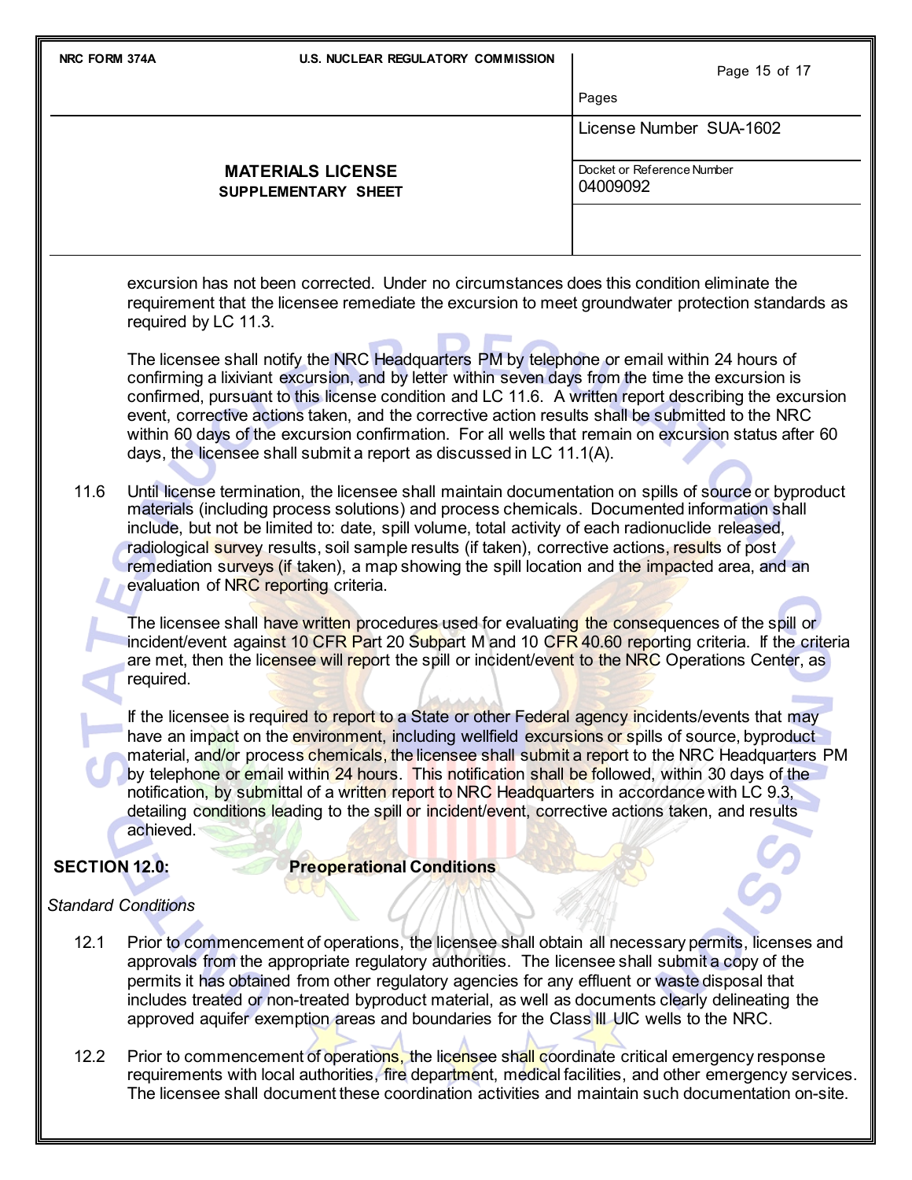excursion has not been corrected. Under no circumstances does this condition eliminate the requirement that the licensee remediate the excursion to meet groundwater protection standards as required by LC 11.3.

The licensee shall notify the NRC Headquarters PM by telephone or email within 24 hours of confirming a lixiviant excursion, and by letter within seven days from the time the excursion is confirmed, pursuant to this license condition and LC 11.6. A written report describing the excursion event, corrective actions taken, and the corrective action results shall be submitted to the NRC within 60 days of the excursion confirmation. For all wells that remain on excursion status after 60 days, the licensee shall submit a report as discussed in LC 11.1(A).

11.6 Until license termination, the licensee shall maintain documentation on spills of source or byproduct materials (including process solutions) and process chemicals. Documented information shall include, but not be limited to: date, spill volume, total activity of each radionuclide released, radiological survey results, soil sample results (if taken), corrective actions, results of post remediation surveys (if taken), a map showing the spill location and the impacted area, and an evaluation of NRC reporting criteria.

The licensee shall have written procedures used for evaluating the consequences of the spill or incident/event against 10 CFR Part 20 Subpart M and 10 CFR 40.60 reporting criteria. If the criteria are met, then the licensee will report the spill or incident/event to the NRC Operations Center, as required.

If the licensee is required to report to a State or other Federal agency incidents/events that may have an impact on the environment, including wellfield excursions or spills of source, byproduct material, and/or process chemicals, the licensee shall submit a report to the NRC Headquarters PM by telephone or email within 24 hours. This notification shall be followed, within 30 days of the notification, by submittal of a written report to NRC Headquarters in accordance with LC 9.3, detailing conditions leading to the spill or incident/event, corrective actions taken, and results achieved.

## SECTION 12.0: Preoperational Conditions

*Standard Conditions*

12.1 Prior to commencement of operations, the licensee shall obtain all necessary permits, licenses and approvals from the appropriate regulatory authorities. The licensee shall submit a copy of the permits it has obtained from other regulatory agencies for any effluent or waste disposal that includes treated or non-treated byproduct material, as well as documents clearly delineating the approved aquifer exemption areas and boundaries for the Class III UIC wells to the NRC.

12.2 Prior to commencement of operations, the licensee shall coordinate critical emergency response requirements with local authorities, fire department, medical facilities, and other emergency services. The licensee shall document these coordination activities and maintain such documentation on-site.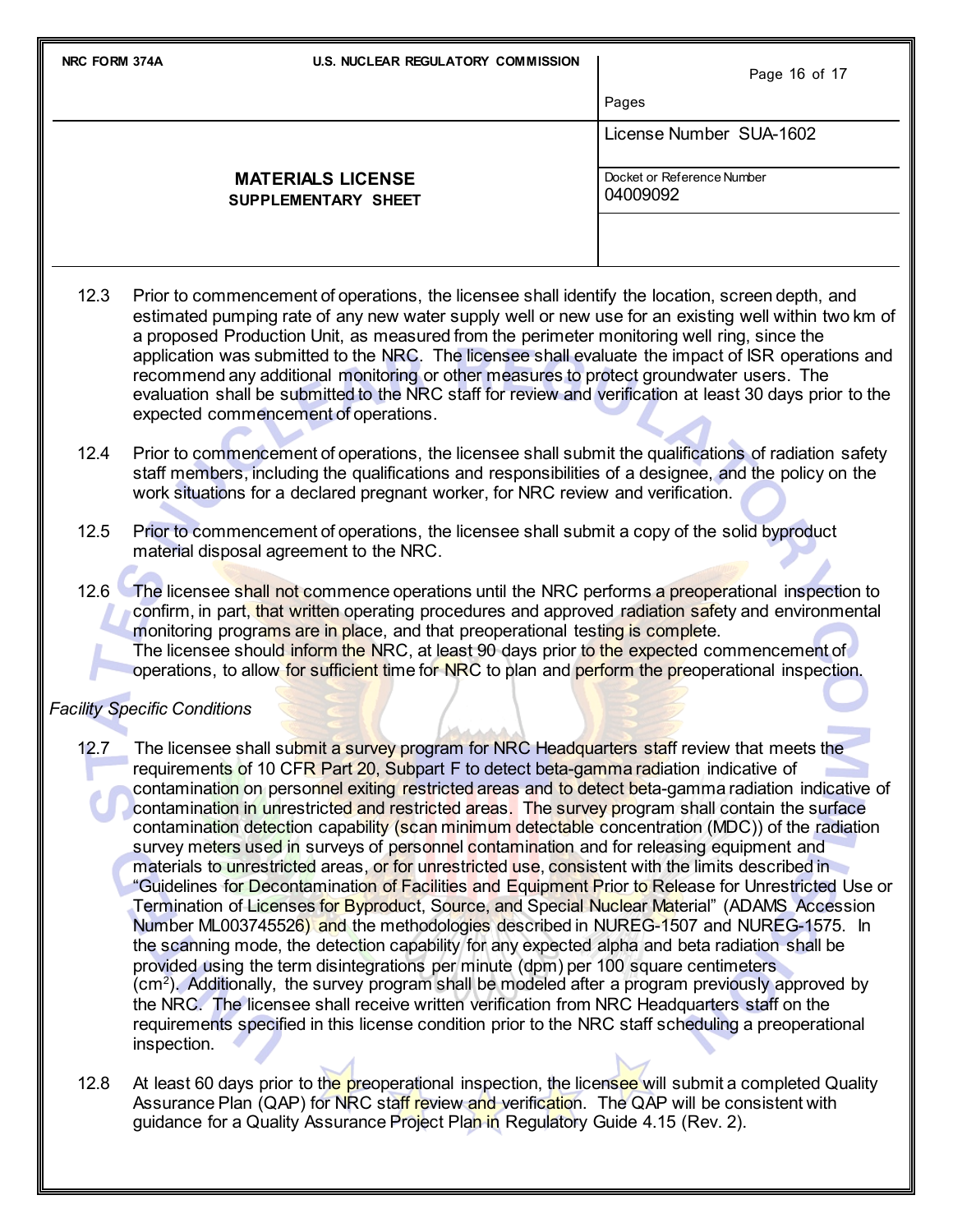12.3 Prior to commencement of operations, the licensee shall identify the location, screen depth, and estimated pumping rate of any new water supply well or new use for an existing well within two km of a proposed Production Unit, as measured from the perimeter monitoring well ring, since the application was submitted to the NRC. The licensee shall evaluate the impact of ISR operations and recommend any additional monitoring or other measures to protect groundwater users. The evaluation shall be submitted to the NRC staff for review and verification at least 30 days prior to the expected commencement of operations.

12.4 Prior to commencement of operations, the licensee shall submit the qualifications of radiation safety staff members, including the qualifications and responsibilities of a designee, and the policy on the work situations for a declared pregnant worker, for NRC review and verification.

12.5 Prior to commencement of operations, the licensee shall submit a copy of the solid byproduct material disposal agreement to the NRC.

12.6 The licensee shall not commence operations until the NRC performs a preoperational inspection to confirm, in part, that written operating procedures and approved radiation safety and environmental monitoring programs are in place, and that preoperational testing is complete. The licensee should inform the NRC, at least 90 days prior to the expected commencement of operations, to allow for sufficient time for NRC to plan and perform the preoperational inspection.

*Facility Specific Conditions*

12.7 The licensee shall submit a survey program for NRC Headquarters staff review that meets the requirements of 10 CFR Part 20, Subpart F to detect beta-gamma radiation indicative of contamination on personnel exiting restricted areas and to detect beta-gamma radiation indicative of contamination in unrestricted and restricted areas. The survey program shall contain the surface contamination detection capability (scan minimum detectable concentration (MDC)) of the radiation survey meters used in surveys of personnel contamination and for releasing equipment and materials to unrestricted areas, or for unrestricted use, consistent with the limits described in "Guidelines for Decontamination of Facilities and Equipment Prior to Release for Unrestricted Use or Termination of Licenses for Byproduct, Source, and Special Nuclear Material" (ADAMS Accession Number ML003745526) and the methodologies described in NUREG-1507 and NUREG-1575. In the scanning mode, the detection capability for any expected alpha and beta radiation shall be provided using the term disintegrations per minute (dpm) per 100 square centimeters ($cm^2$). Additionally, the survey program shall be modeled after a program previously approved by the NRC. The licensee shall receive written verification from NRC Headquarters staff on the requirements specified in this license condition prior to the NRC staff scheduling a preoperational inspection.

12.8 At least 60 days prior to the preoperational inspection, the licensee will submit a completed Quality Assurance Plan (QAP) for NRC staff review and verification. The QAP will be consistent with guidance for a Quality Assurance Project Plan in Regulatory Guide 4.15 (Rev. 2).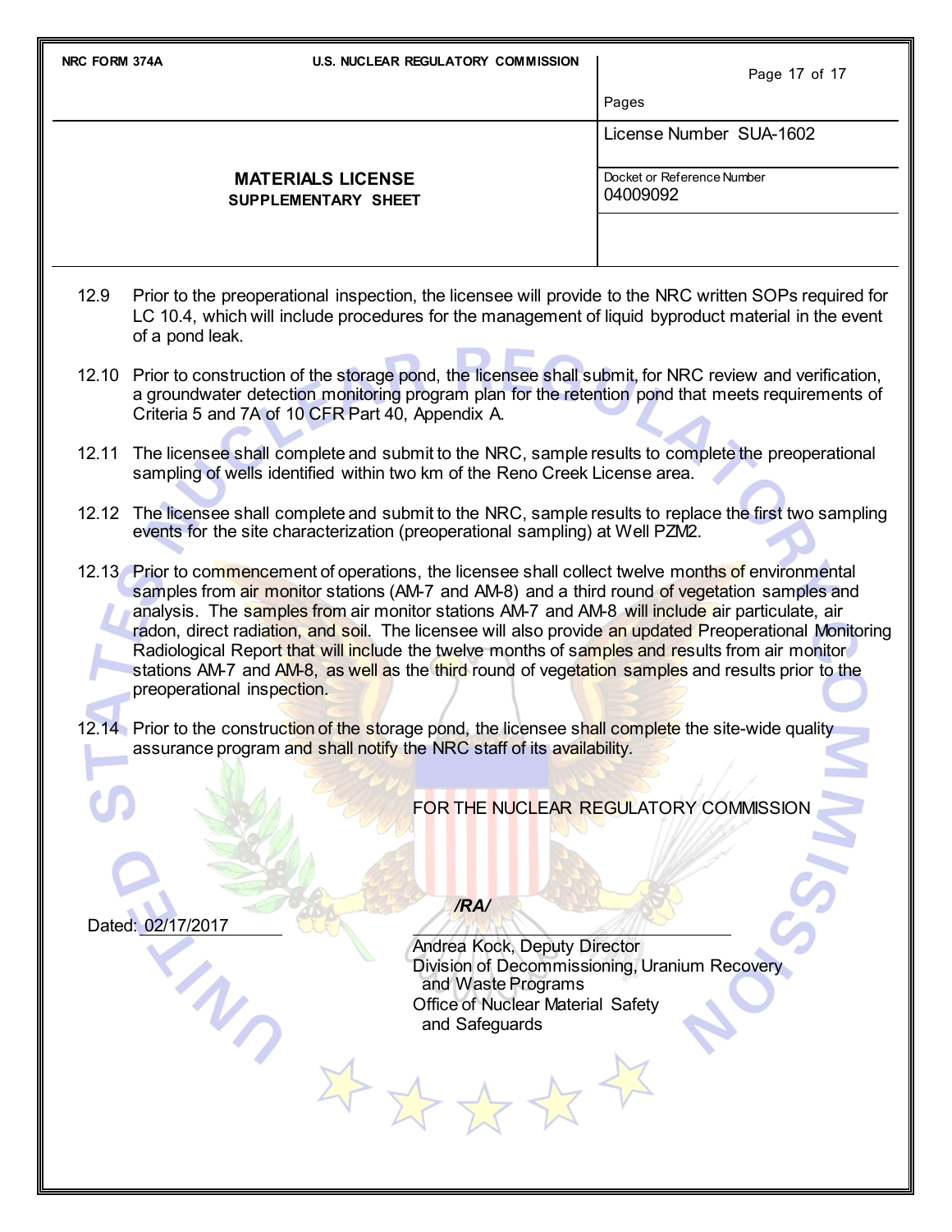NRC FORM 374A U.S. NUCLEAR REGULATORY COMMISSION

License Number SUA-1602

Docket or Reference Number 04009092

**MATERIALS LICENSE**
**SUPPLEMENTARY SHEET**

12.9 Prior to the preoperational inspection, the licensee will provide to the NRC written SOPs required for LC 10.4, which will include procedures for the management of liquid byproduct material in the event of a pond leak.

12.10 Prior to construction of the storage pond, the licensee shall submit, for NRC review and verification, a groundwater detection monitoring program plan for the retention pond that meets requirements of Criteria 5 and 7A of 10 CFR Part 40, Appendix A.

12.11 The licensee shall complete and submit to the NRC, sample results to complete the preoperational sampling of wells identified within two km of the Reno Creek License area.

12.12 The licensee shall complete and submit to the NRC, sample results to replace the first two sampling events for the site characterization (preoperational sampling) at Well PZM2.

12.13 Prior to commencement of operations, the licensee shall collect twelve months of environmental samples from air monitor stations (AM-7 and AM-8) and a third round of vegetation samples and analysis. The samples from air monitor stations AM-7 and AM-8 will include air particulate, air radon, direct radiation, and soil. The licensee will also provide an updated Preoperational Monitoring Radiological Report that will include the twelve months of samples and results from air monitor stations AM-7 and AM-8, as well as the third round of vegetation samples and results prior to the preoperational inspection.

12.14 Prior to the construction of the storage pond, the licensee shall complete the site-wide quality assurance program and shall notify the NRC staff of its availability.

FOR THE NUCLEAR REGULATORY COMMISSION

Dated: 02/17/2017

*/RA/*

Andrea Kock, Deputy Director
Division of Decommissioning, Uranium Recovery and Waste Programs
Office of Nuclear Material Safety and Safeguards